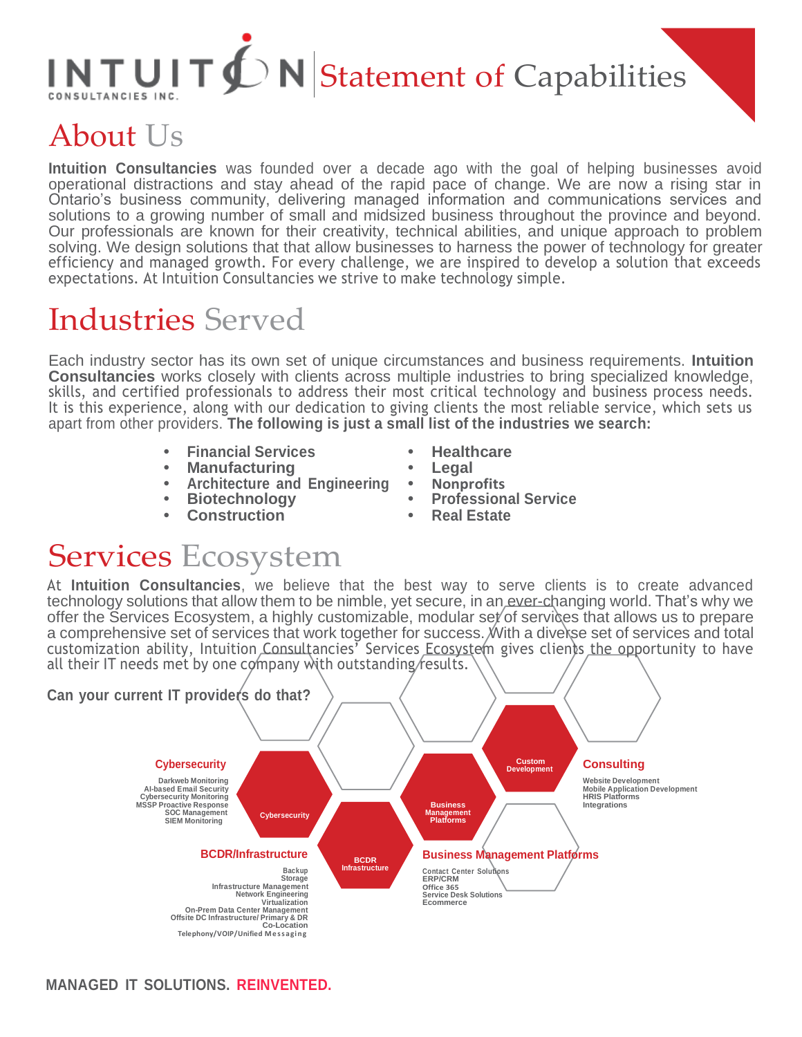# INTUITION CONSULTANCIES INC. | Statement of Capabilities

## About Us

**Intuition Consultancies** was founded over a decade ago with the goal of helping businesses avoid operational distractions and stay ahead of the rapid pace of change. We are now a rising star in Ontario's business community, delivering managed information and communications services and solutions to a growing number of small and midsized business throughout the province and beyond. Our professionals are known for their creativity, technical abilities, and unique approach to problem solving. We design solutions that that allow businesses to harness the power of technology for greater efficiency and managed growth. For every challenge, we are inspired to develop a solution that exceeds expectations. At Intuition Consultancies we strive to make technology simple.

## Industries Served

Each industry sector has its own set of unique circumstances and business requirements. **Intuition Consultancies** works closely with clients across multiple industries to bring specialized knowledge, skills, and certified professionals to address their most critical technology and business process needs. It is this experience, along with our dedication to giving clients the most reliable service, which sets us apart from other providers. **The following is just a small list of the industries we search:**

- **Financial Services**
- **Manufacturing**
- **Architecture and Engineering**
- **Biotechnology**
- **Construction**
- **Healthcare**
- **Legal**
- **Nonprofits**
- **Professional Service**
- **Real Estate**

## Services Ecosystem

At **Intuition Consultancies**, we believe that the best way to serve clients is to create advanced technology solutions that allow them to be nimble, yet secure, in an ever-changing world. That's why we offer the Services Ecosystem, a highly customizable, modular set of services that allows us to prepare a comprehensive set of services that work together for success. With a diverse set of services and total customization ability, Intuition Consultancies' Services Ecosystem gives clients the opportunity to have all their IT needs met by one company with outstanding results.

**Can your current IT providers do that?**

**Cybersecurity**
- Darkweb Monitoring
- AI-based Email Security
- Cybersecurity Monitoring
- MSSP Proactive Response
- SOC Management
- SIEM Monitoring

**BCDR/Infrastructure**
- Backup
- Storage
- Infrastructure Management
- Network Engineering
- Virtualization
- On-Prem Data Center Management
- Offsite DC Infrastructure/ Primary & DR
- Co-Location
- Telephony/VOIP/Unified Messaging

**Consulting**
- Website Development
- Mobile Application Development
- HRIS Platforms
- Integrations

**Business Management Platforms**
- Contact Center Solutions
- ERP/CRM
- Office 365
- Service Desk Solutions
- Ecommerce

Cybersecurity | BCDR Infrastructure | Business Management Platforms | Custom Development

**MANAGED IT SOLUTIONS. REINVENTED.**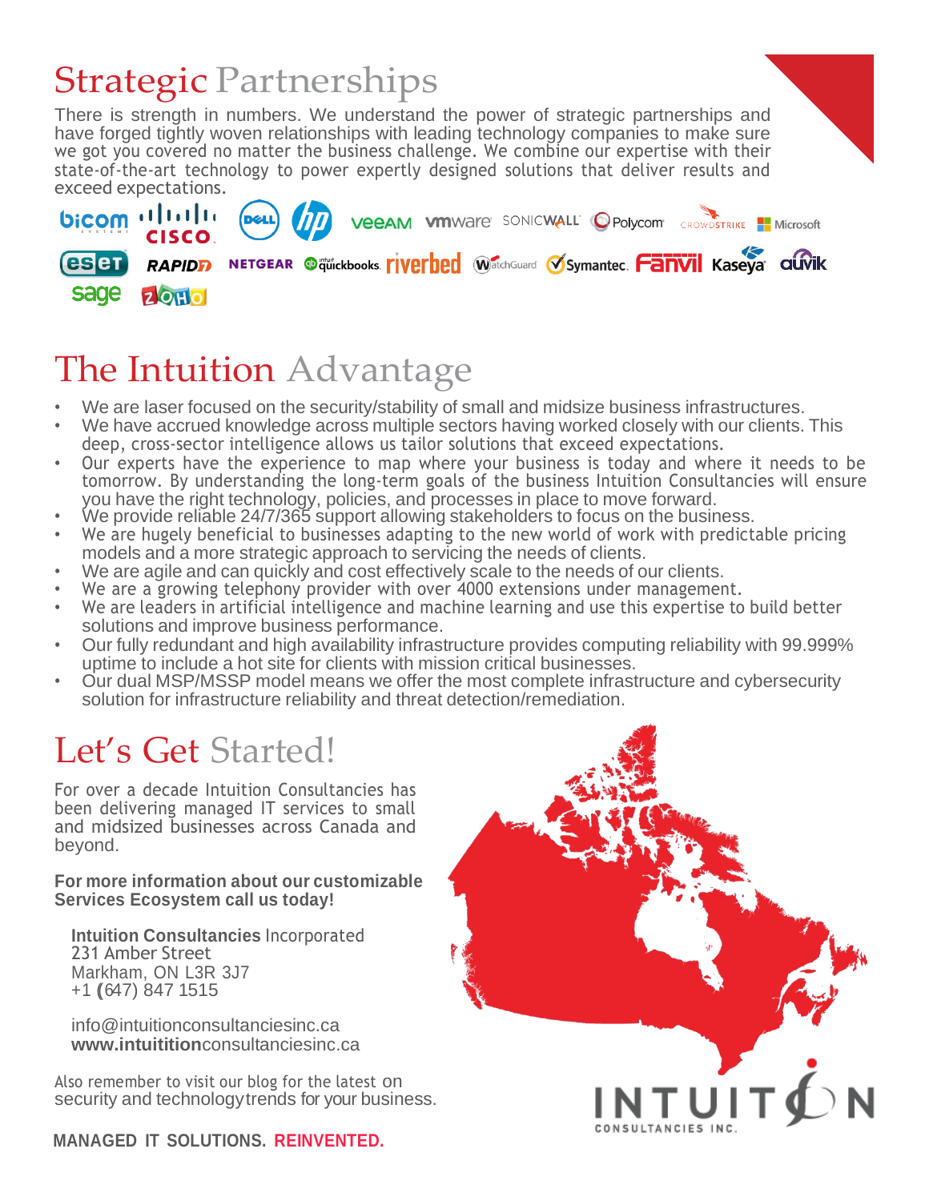# Strategic Partnerships

There is strength in numbers. We understand the power of strategic partnerships and have forged tightly woven relationships with leading technology companies to make sure we got you covered no matter the business challenge. We combine our expertise with their state-of-the-art technology to power expertly designed solutions that deliver results and exceed expectations.

# The Intuition Advantage

- We are laser focused on the security/stability of small and midsize business infrastructures.
- We have accrued knowledge across multiple sectors having worked closely with our clients. This deep, cross-sector intelligence allows us tailor solutions that exceed expectations.
- Our experts have the experience to map where your business is today and where it needs to be tomorrow. By understanding the long-term goals of the business Intuition Consultancies will ensure you have the right technology, policies, and processes in place to move forward.
- We provide reliable 24/7/365 support allowing stakeholders to focus on the business.
- We are hugely beneficial to businesses adapting to the new world of work with predictable pricing models and a more strategic approach to servicing the needs of clients.
- We are agile and can quickly and cost effectively scale to the needs of our clients.
- We are a growing telephony provider with over 4000 extensions under management.
- We are leaders in artificial intelligence and machine learning and use this expertise to build better solutions and improve business performance.
- Our fully redundant and high availability infrastructure provides computing reliability with 99.999% uptime to include a hot site for clients with mission critical businesses.
- Our dual MSP/MSSP model means we offer the most complete infrastructure and cybersecurity solution for infrastructure reliability and threat detection/remediation.

# Let's Get Started!

For over a decade Intuition Consultancies has been delivering managed IT services to small and midsized businesses across Canada and beyond.

**For more information about our customizable Services Ecosystem call us today!**

**Intuition Consultancies** Incorporated
231 Amber Street
Markham, ON L3R 3J7
+1 (647) 847 1515

info@intuitionconsultanciesinc.ca
**www.intuitition**consultanciesinc.ca

Also remember to visit our blog for the latest on security and technology trends for your business.

**MANAGED IT SOLUTIONS. REINVENTED.**